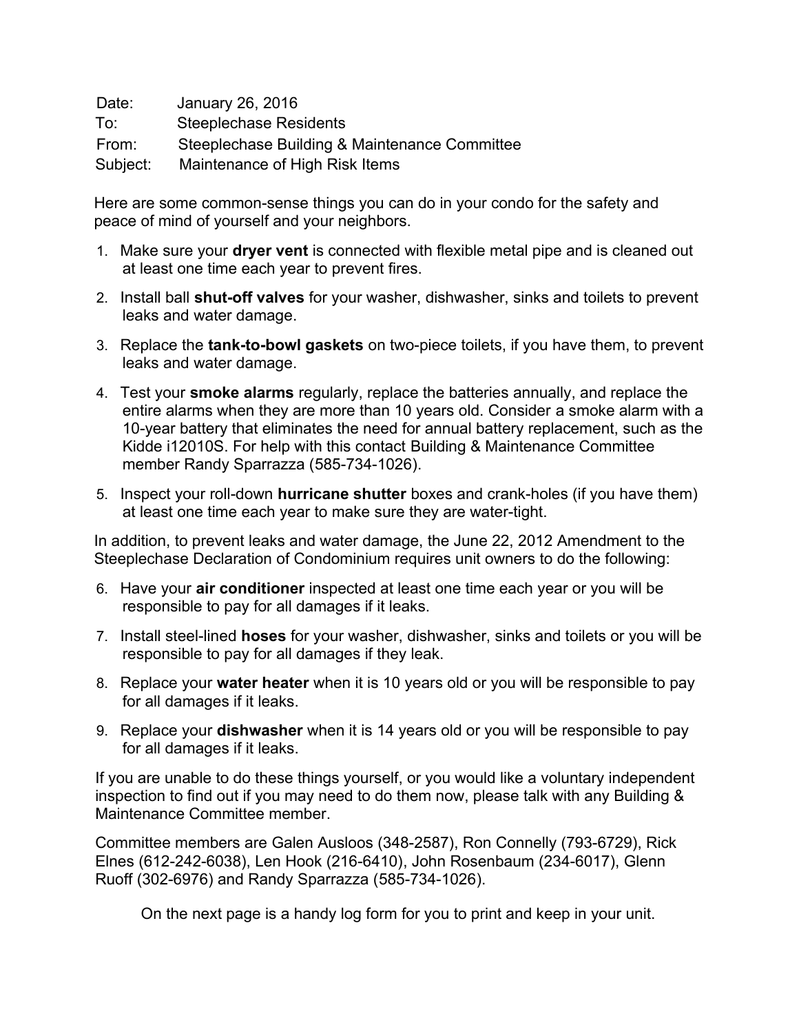Date: January 26, 2016
To: Steeplechase Residents
From: Steeplechase Building & Maintenance Committee
Subject: Maintenance of High Risk Items

Here are some common-sense things you can do in your condo for the safety and peace of mind of yourself and your neighbors.

1. Make sure your **dryer vent** is connected with flexible metal pipe and is cleaned out at least one time each year to prevent fires.
2. Install ball **shut-off valves** for your washer, dishwasher, sinks and toilets to prevent leaks and water damage.
3. Replace the **tank-to-bowl gaskets** on two-piece toilets, if you have them, to prevent leaks and water damage.
4. Test your **smoke alarms** regularly, replace the batteries annually, and replace the entire alarms when they are more than 10 years old. Consider a smoke alarm with a 10-year battery that eliminates the need for annual battery replacement, such as the Kidde i12010S. For help with this contact Building & Maintenance Committee member Randy Sparrazza (585-734-1026).
5. Inspect your roll-down **hurricane shutter** boxes and crank-holes (if you have them) at least one time each year to make sure they are water-tight.

In addition, to prevent leaks and water damage, the June 22, 2012 Amendment to the Steeplechase Declaration of Condominium requires unit owners to do the following:

6. Have your **air conditioner** inspected at least one time each year or you will be responsible to pay for all damages if it leaks.
7. Install steel-lined **hoses** for your washer, dishwasher, sinks and toilets or you will be responsible to pay for all damages if they leak.
8. Replace your **water heater** when it is 10 years old or you will be responsible to pay for all damages if it leaks.
9. Replace your **dishwasher** when it is 14 years old or you will be responsible to pay for all damages if it leaks.

If you are unable to do these things yourself, or you would like a voluntary independent inspection to find out if you may need to do them now, please talk with any Building & Maintenance Committee member.

Committee members are Galen Ausloos (348-2587), Ron Connelly (793-6729), Rick Elnes (612-242-6038), Len Hook (216-6410), John Rosenbaum (234-6017), Glenn Ruoff (302-6976) and Randy Sparrazza (585-734-1026).

On the next page is a handy log form for you to print and keep in your unit.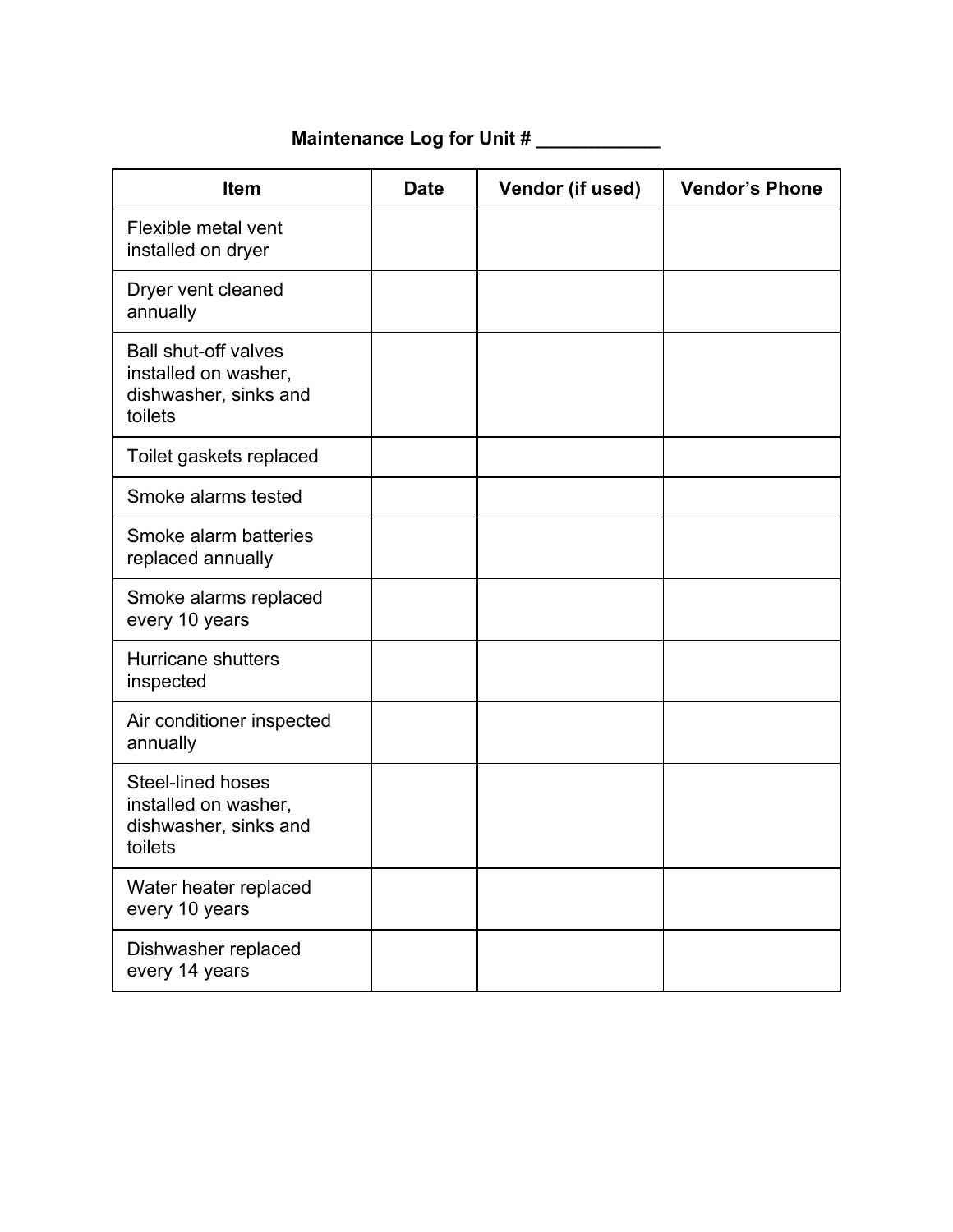**Maintenance Log for Unit # ____________**

| Item | Date | Vendor (if used) | Vendor's Phone |
|---|---|---|---|
| Flexible metal vent installed on dryer | | | |
| Dryer vent cleaned annually | | | |
| Ball shut-off valves installed on washer, dishwasher, sinks and toilets | | | |
| Toilet gaskets replaced | | | |
| Smoke alarms tested | | | |
| Smoke alarm batteries replaced annually | | | |
| Smoke alarms replaced every 10 years | | | |
| Hurricane shutters inspected | | | |
| Air conditioner inspected annually | | | |
| Steel-lined hoses installed on washer, dishwasher, sinks and toilets | | | |
| Water heater replaced every 10 years | | | |
| Dishwasher replaced every 14 years | | | |